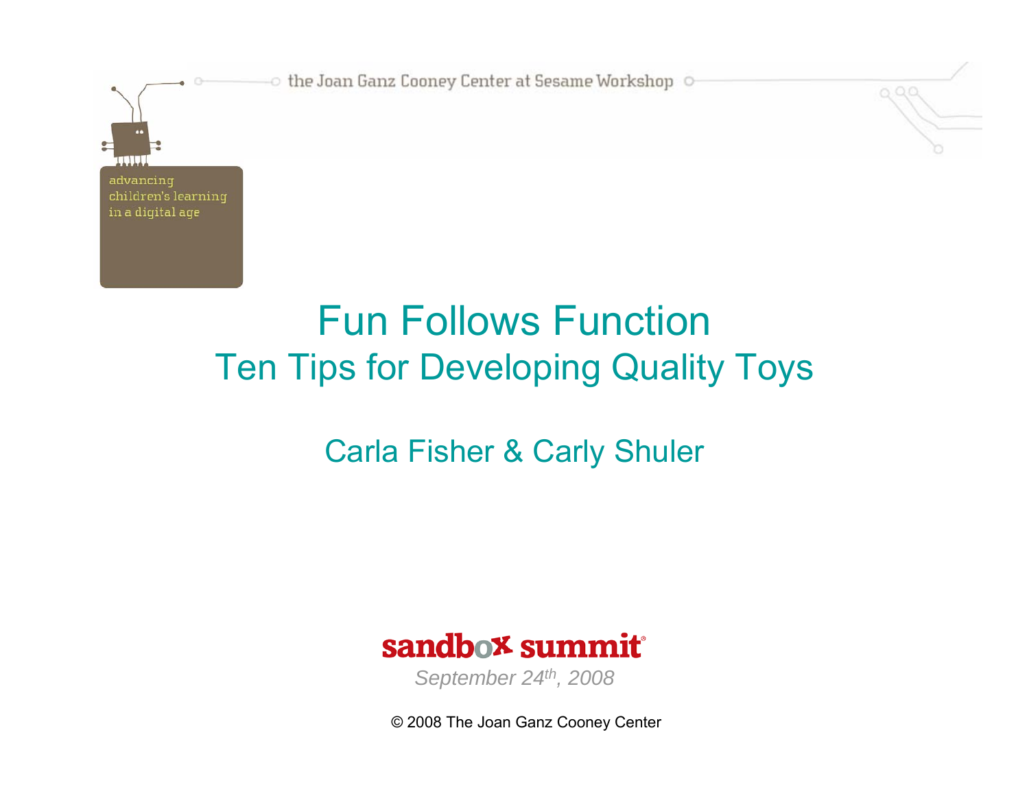the Joan Ganz Cooney Center at Sesame Workshop

advancing children's learning in a digital age

# Fun Follows Function

## Ten Tips for Developing Quality Toys

Carla Fisher & Carly Shuler

sandbox summit

*September 24th, 2008*

© 2008 The Joan Ganz Cooney Center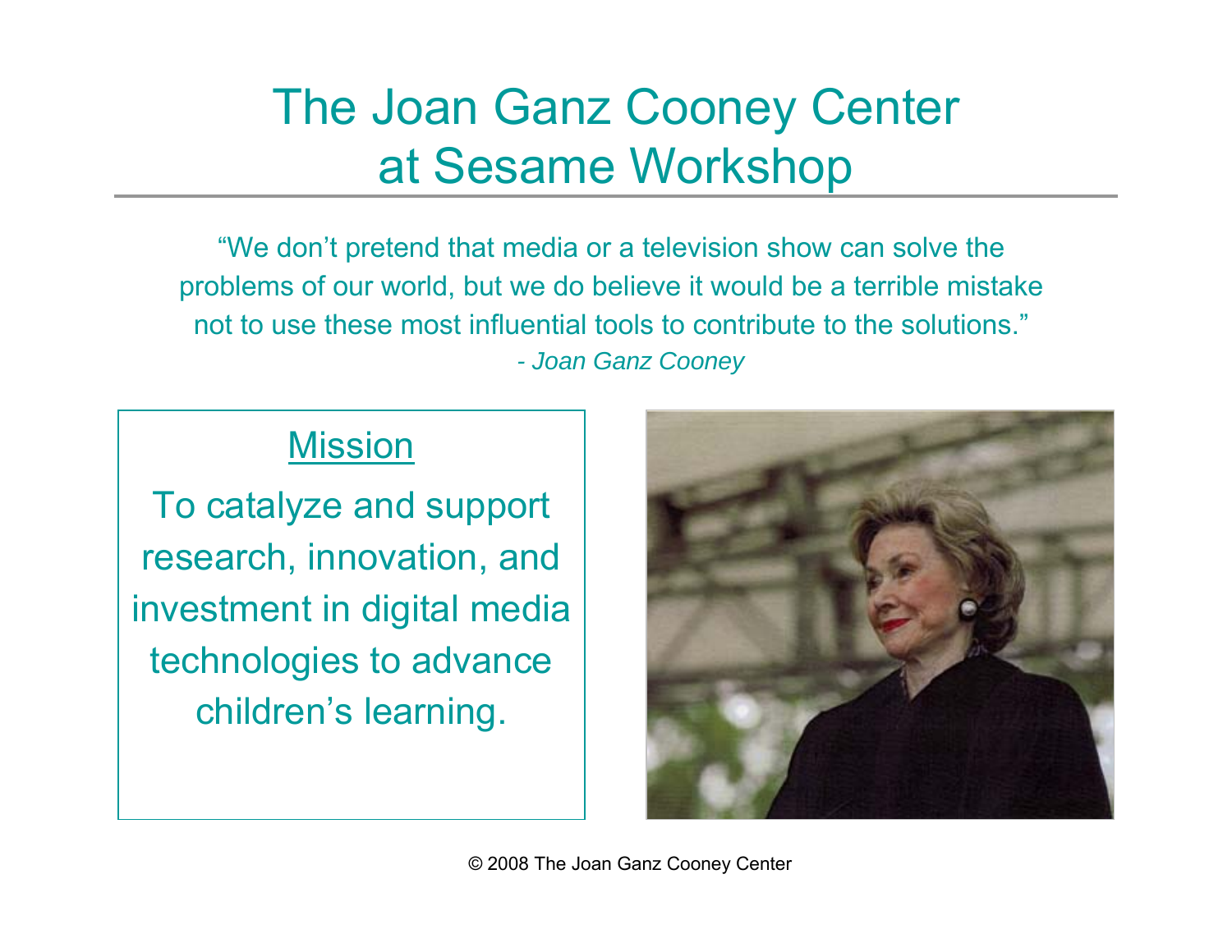# The Joan Ganz Cooney Center at Sesame Workshop

"We don't pretend that media or a television show can solve the problems of our world, but we do believe it would be a terrible mistake not to use these most influential tools to contribute to the solutions."

*- Joan Ganz Cooney*

## Mission

To catalyze and support research, innovation, and investment in digital media technologies to advance children's learning.

© 2008 The Joan Ganz Cooney Center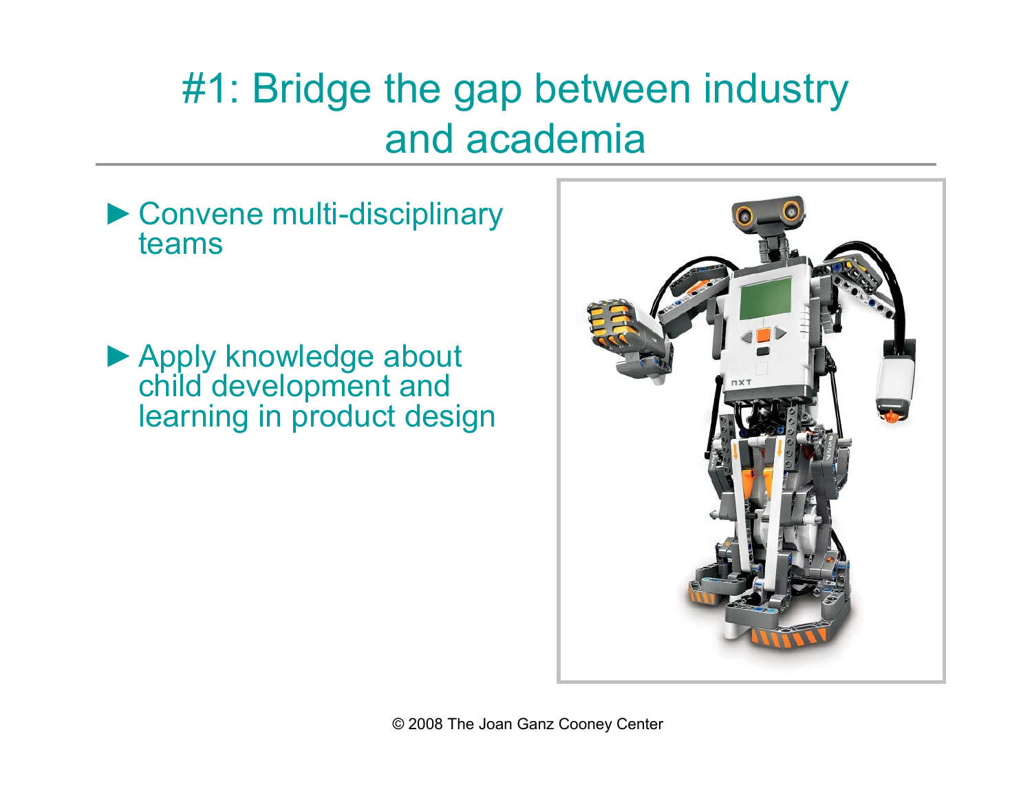# #1: Bridge the gap between industry and academia

- Convene multi-disciplinary teams

- Apply knowledge about child development and learning in product design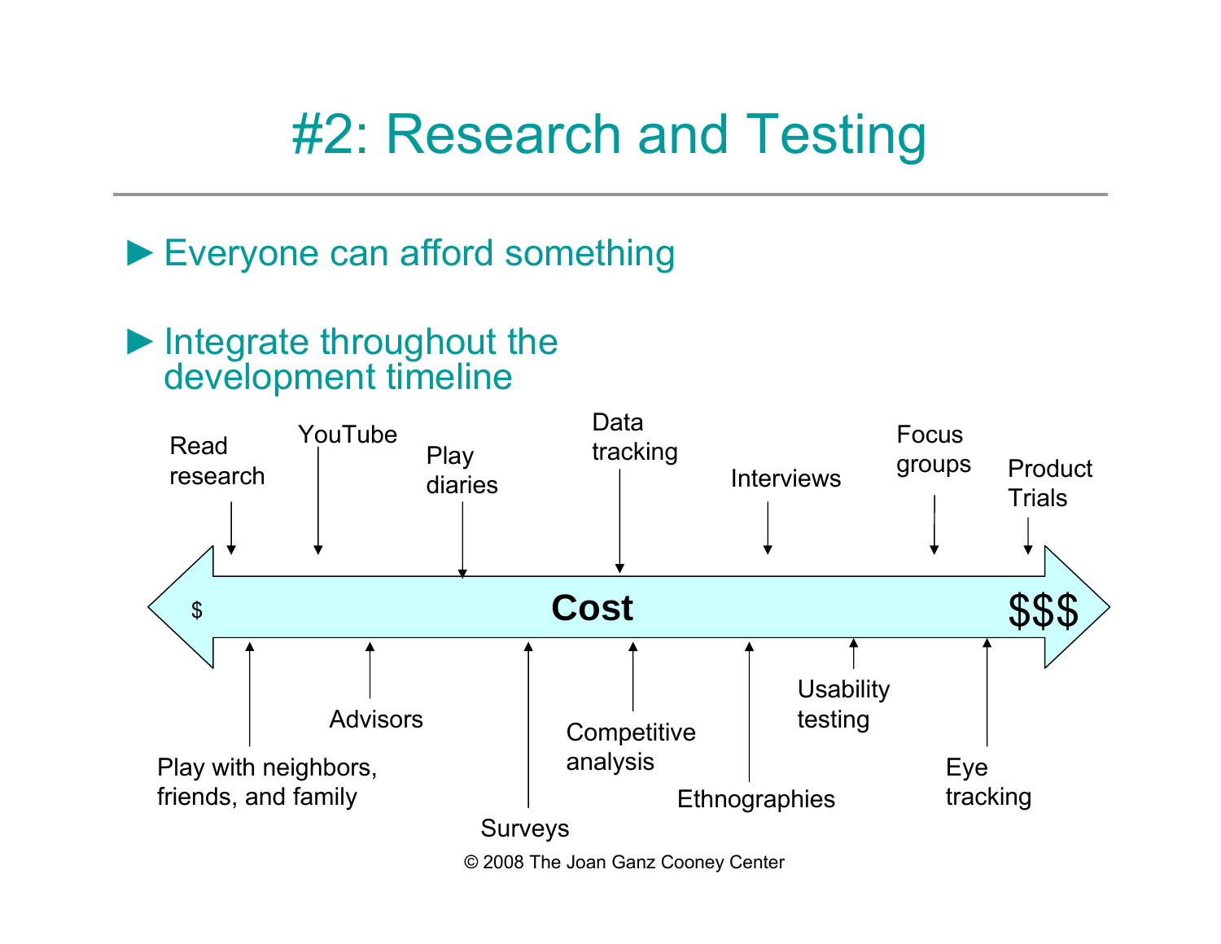# #2: Research and Testing

- Everyone can afford something
- Integrate throughout the development timeline

Cost: $ → $$$

Read research

Play with neighbors, friends, and family

YouTube

Advisors

Play diaries

Surveys

Data tracking

Competitive analysis

Interviews

Ethnographies

Usability testing

Focus groups

Eye tracking

Product Trials

© 2008 The Joan Ganz Cooney Center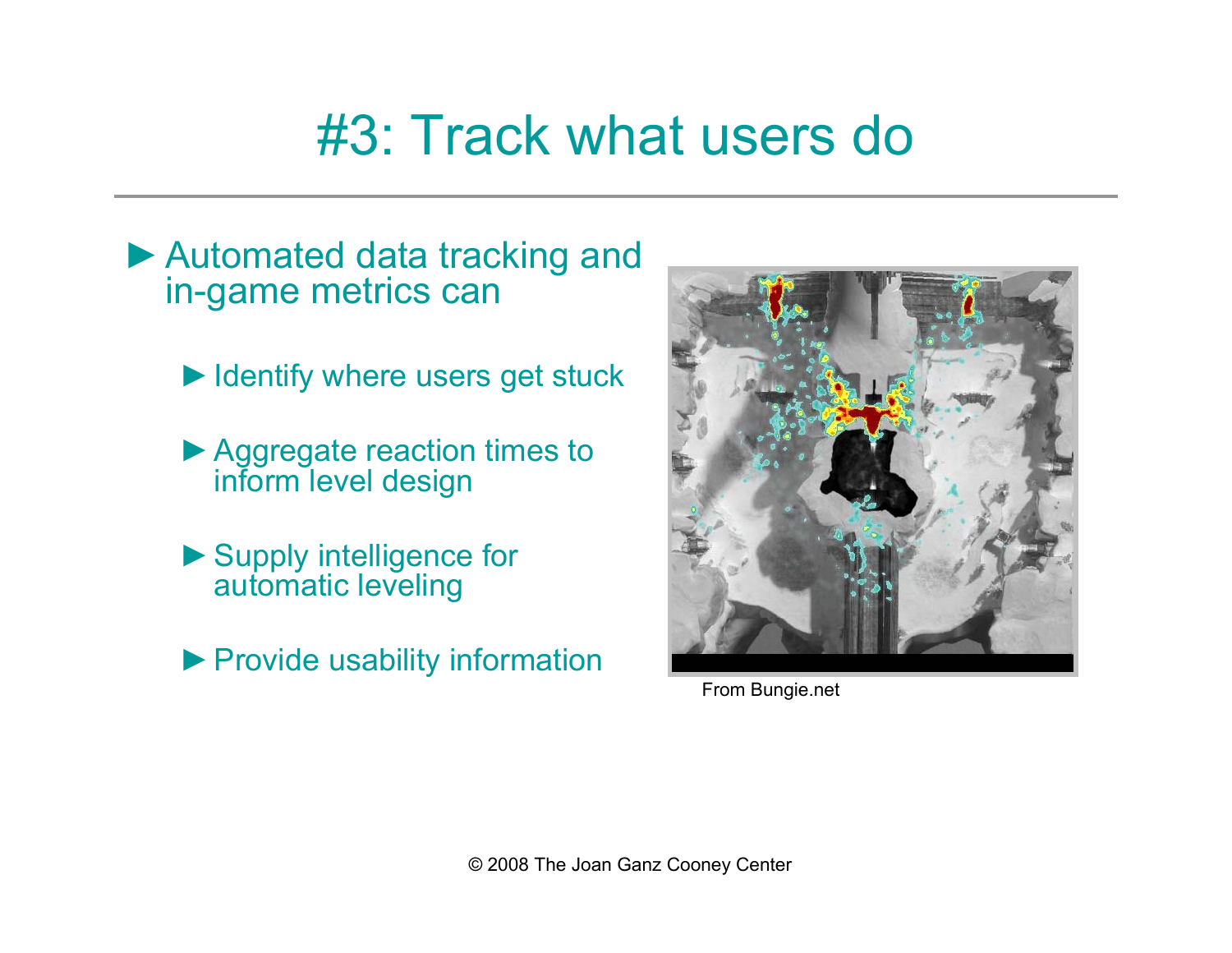# #3: Track what users do

- Automated data tracking and in-game metrics can
  - Identify where users get stuck
  - Aggregate reaction times to inform level design
  - Supply intelligence for automatic leveling
  - Provide usability information

From Bungie.net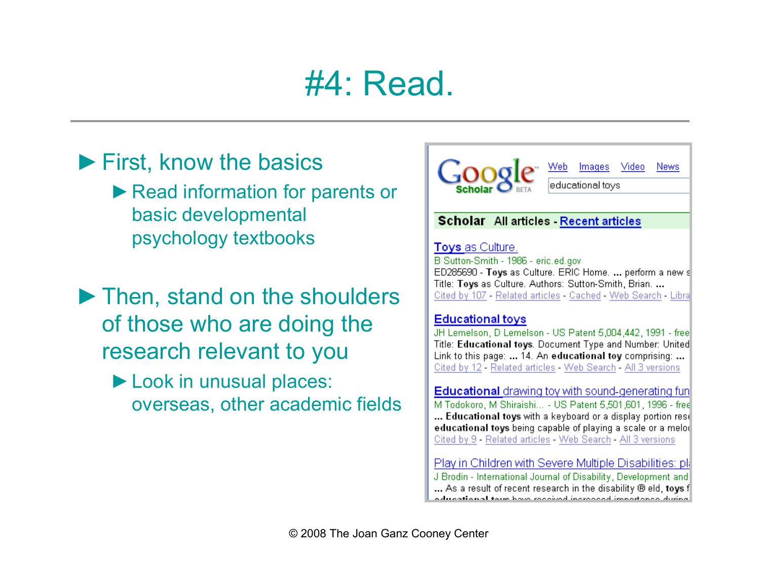# #4: Read.

- First, know the basics
  - Read information for parents or basic developmental psychology textbooks
- Then, stand on the shoulders of those who are doing the research relevant to you
  - Look in unusual places: overseas, other academic fields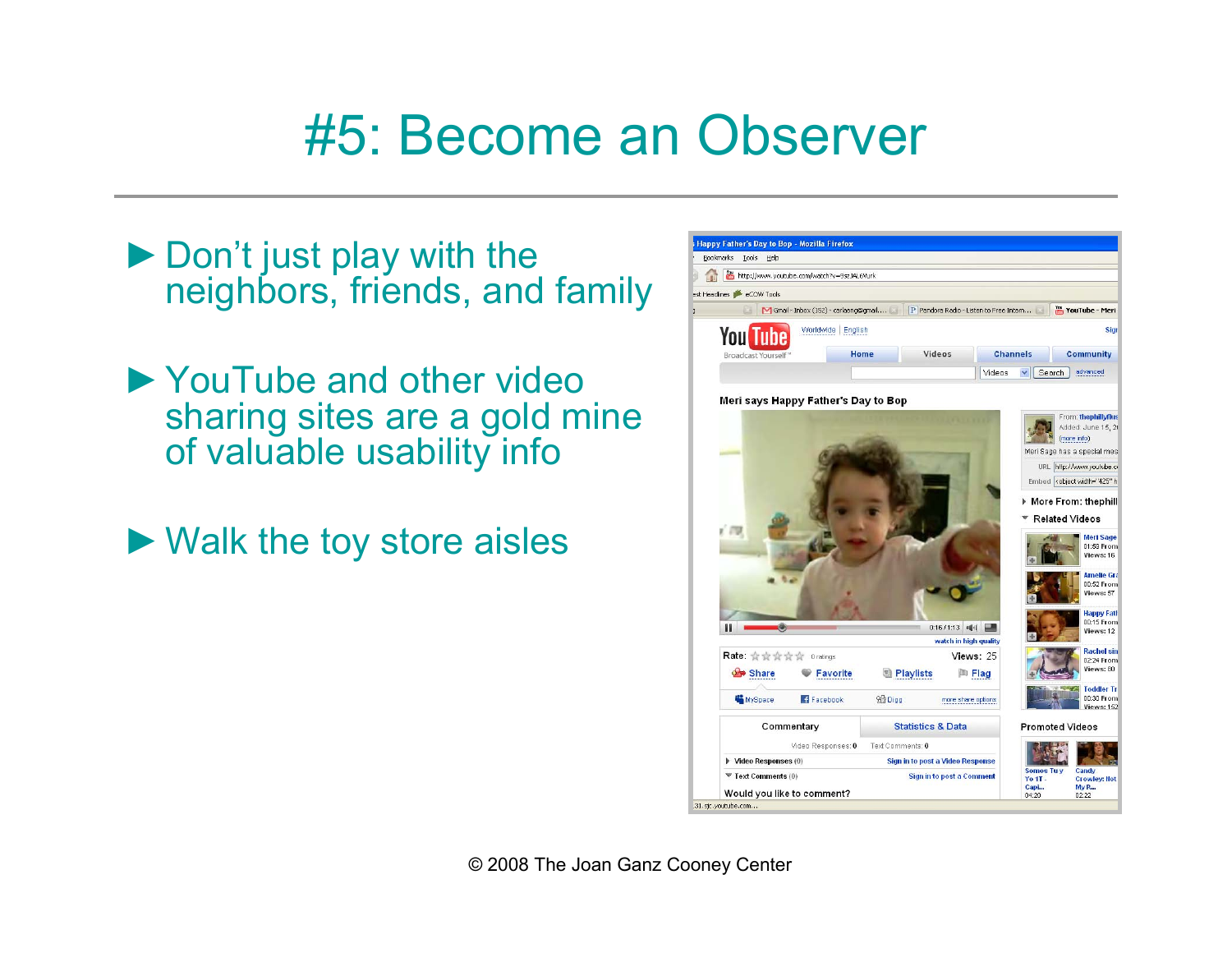# #5: Become an Observer

- Don’t just play with the neighbors, friends, and family
- YouTube and other video sharing sites are a gold mine of valuable usability info
- Walk the toy store aisles

© 2008 The Joan Ganz Cooney Center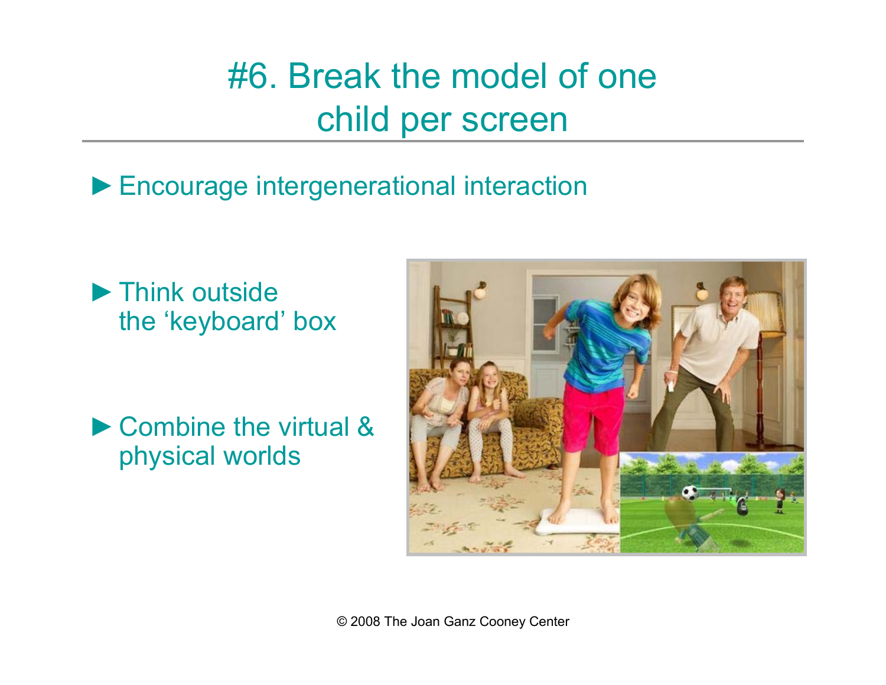# #6. Break the model of one child per screen

- ► Encourage intergenerational interaction
- ► Think outside the ‘keyboard’ box
- ► Combine the virtual & physical worlds

© 2008 The Joan Ganz Cooney Center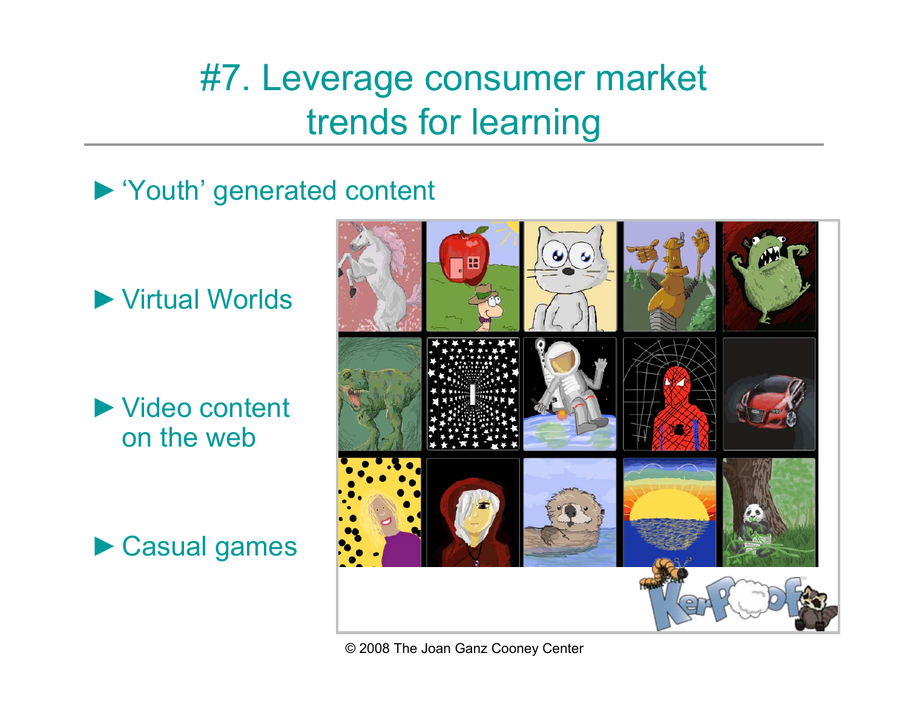# #7. Leverage consumer market trends for learning

- ‘Youth’ generated content
- Virtual Worlds
- Video content on the web
- Casual games

© 2008 The Joan Ganz Cooney Center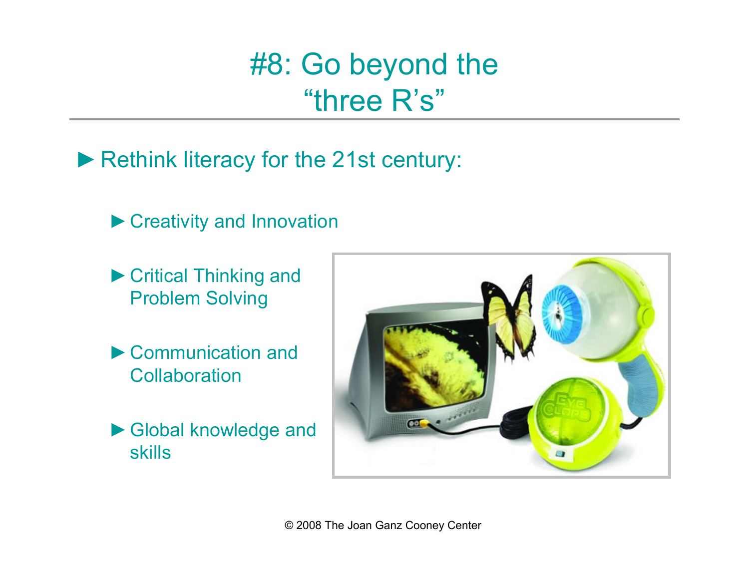# #8: Go beyond the "three R's"

- Rethink literacy for the 21st century:
  - Creativity and Innovation
  - Critical Thinking and Problem Solving
  - Communication and Collaboration
  - Global knowledge and skills

© 2008 The Joan Ganz Cooney Center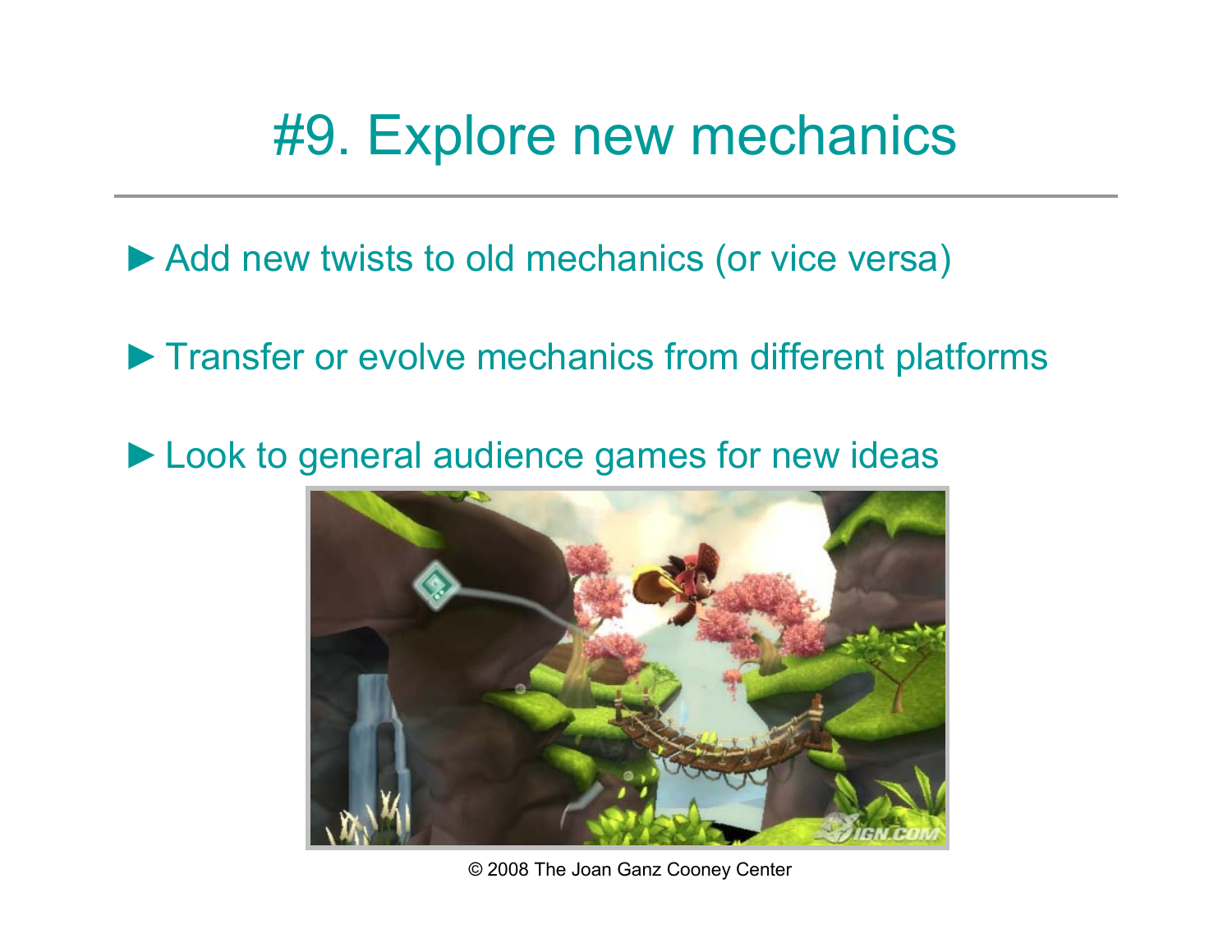# #9. Explore new mechanics

- Add new twists to old mechanics (or vice versa)
- Transfer or evolve mechanics from different platforms
- Look to general audience games for new ideas

© 2008 The Joan Ganz Cooney Center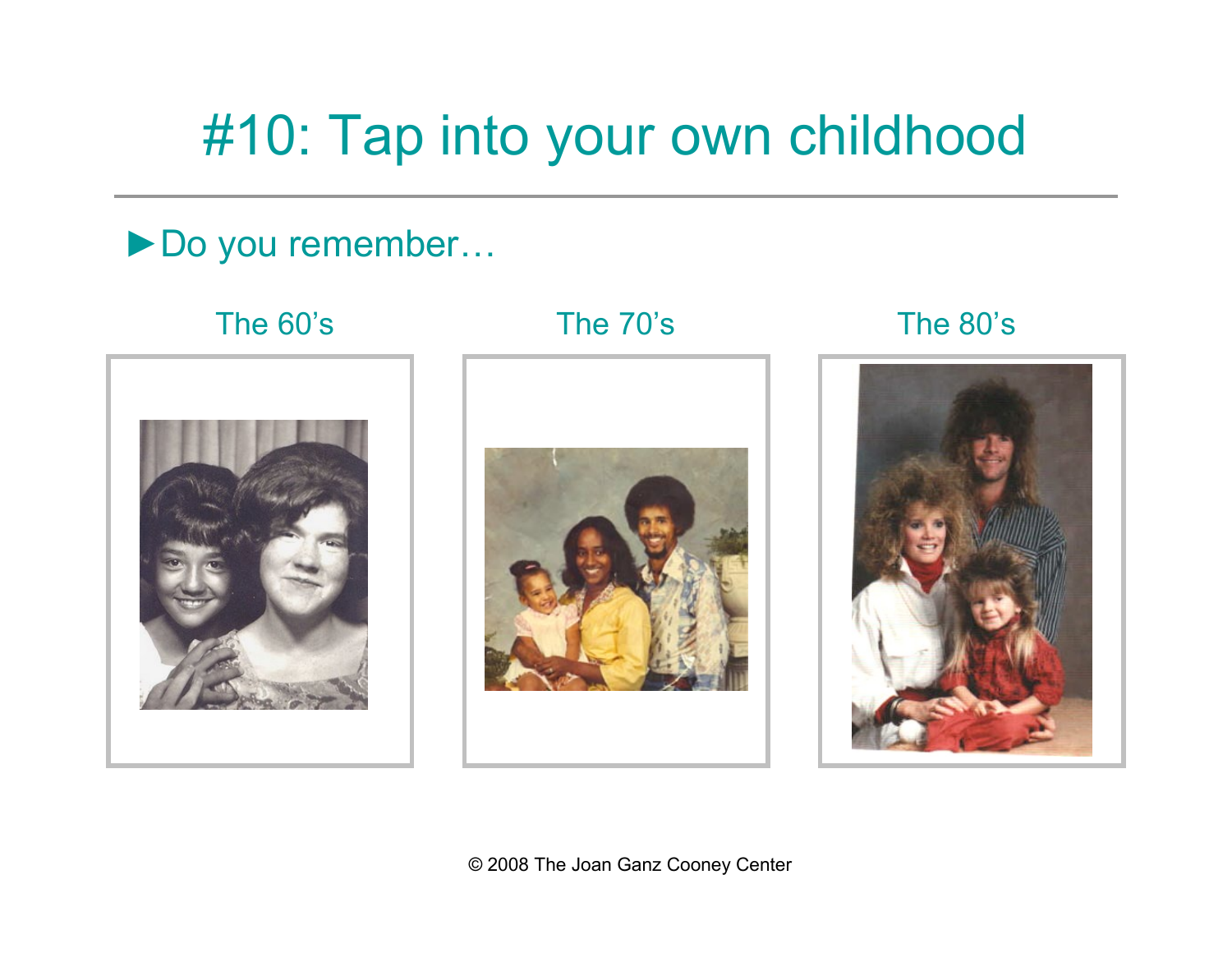# #10: Tap into your own childhood

► Do you remember…

The 60's

The 70's

The 80's

© 2008 The Joan Ganz Cooney Center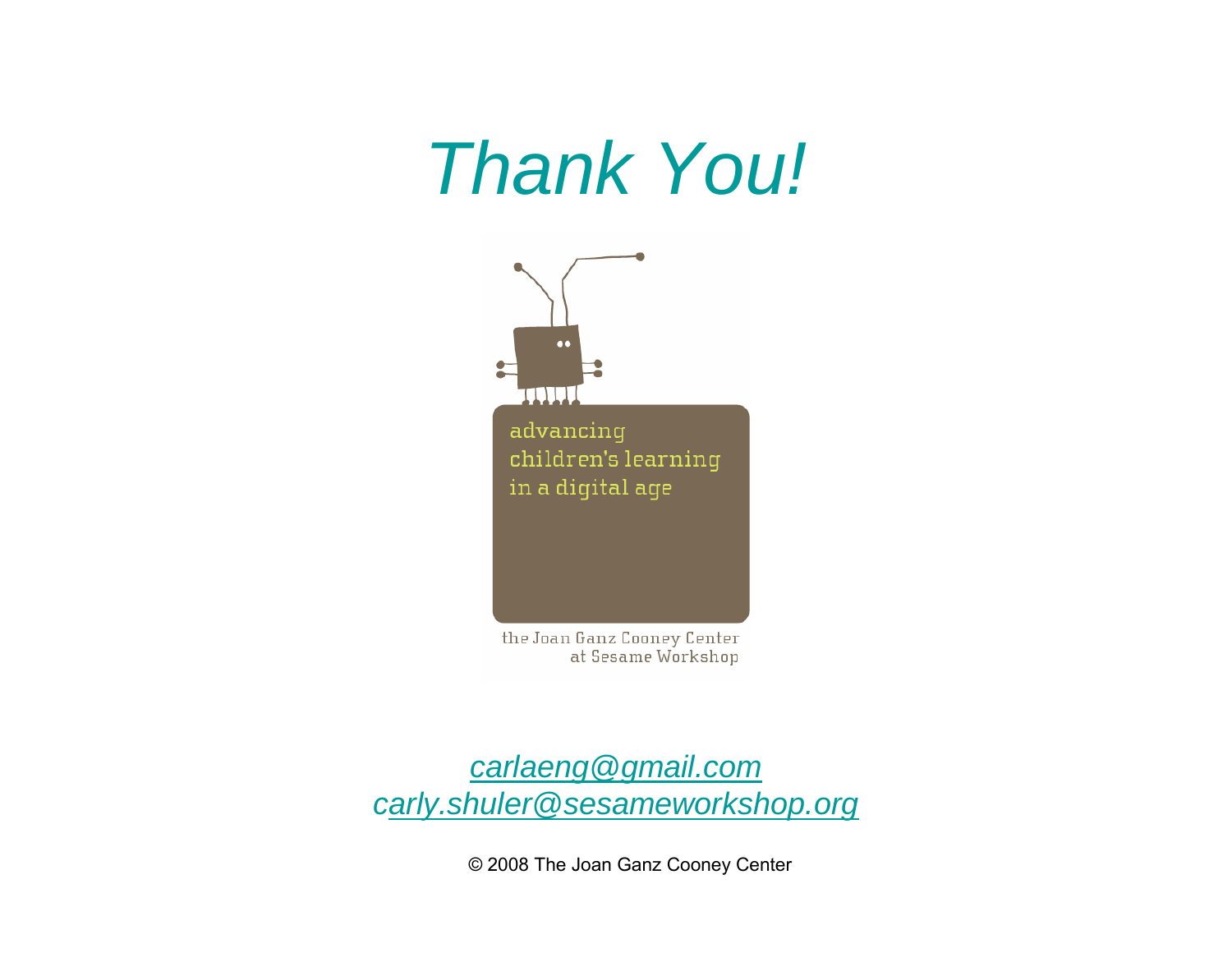# *Thank You!*

advancing children's learning in a digital age

the Joan Ganz Cooney Center at Sesame Workshop

*carlaeng@gmail.com*
*carly.shuler@sesameworkshop.org*

© 2008 The Joan Ganz Cooney Center